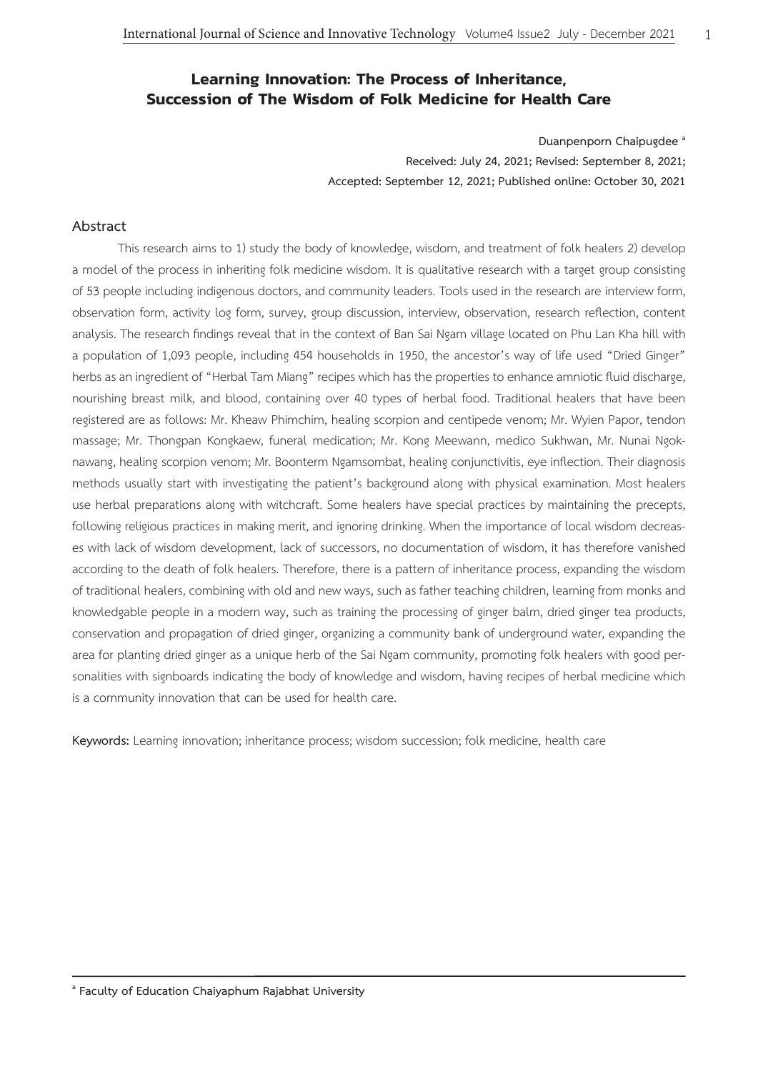# Learning Innovation: The Process of Inheritance, Succession of The Wisdom of Folk Medicine for Health Care

Duanpenporn Chaipugdee [a]

Received: July 24, 2021; Revised: September 8, 2021;
Accepted: September 12, 2021; Published online: October 30, 2021

## Abstract

This research aims to 1) study the body of knowledge, wisdom, and treatment of folk healers 2) develop a model of the process in inheriting folk medicine wisdom. It is qualitative research with a target group consisting of 53 people including indigenous doctors, and community leaders. Tools used in the research are interview form, observation form, activity log form, survey, group discussion, interview, observation, research reflection, content analysis. The research findings reveal that in the context of Ban Sai Ngam village located on Phu Lan Kha hill with a population of 1,093 people, including 454 households in 1950, the ancestor's way of life used "Dried Ginger" herbs as an ingredient of "Herbal Tam Miang" recipes which has the properties to enhance amniotic fluid discharge, nourishing breast milk, and blood, containing over 40 types of herbal food. Traditional healers that have been registered are as follows: Mr. Kheaw Phimchim, healing scorpion and centipede venom; Mr. Wyien Papor, tendon massage; Mr. Thongpan Kongkaew, funeral medication; Mr. Kong Meewann, medico Sukhwan, Mr. Nunai Ngok-nawang, healing scorpion venom; Mr. Boonterm Ngamsombat, healing conjunctivitis, eye inflection. Their diagnosis methods usually start with investigating the patient's background along with physical examination. Most healers use herbal preparations along with witchcraft. Some healers have special practices by maintaining the precepts, following religious practices in making merit, and ignoring drinking. When the importance of local wisdom decreases with lack of wisdom development, lack of successors, no documentation of wisdom, it has therefore vanished according to the death of folk healers. Therefore, there is a pattern of inheritance process, expanding the wisdom of traditional healers, combining with old and new ways, such as father teaching children, learning from monks and knowledgable people in a modern way, such as training the processing of ginger balm, dried ginger tea products, conservation and propagation of dried ginger, organizing a community bank of underground water, expanding the area for planting dried ginger as a unique herb of the Sai Ngam community, promoting folk healers with good personalities with signboards indicating the body of knowledge and wisdom, having recipes of herbal medicine which is a community innovation that can be used for health care.

**Keywords:** Learning innovation; inheritance process; wisdom succession; folk medicine, health care

---

[a] Faculty of Education Chaiyaphum Rajabhat University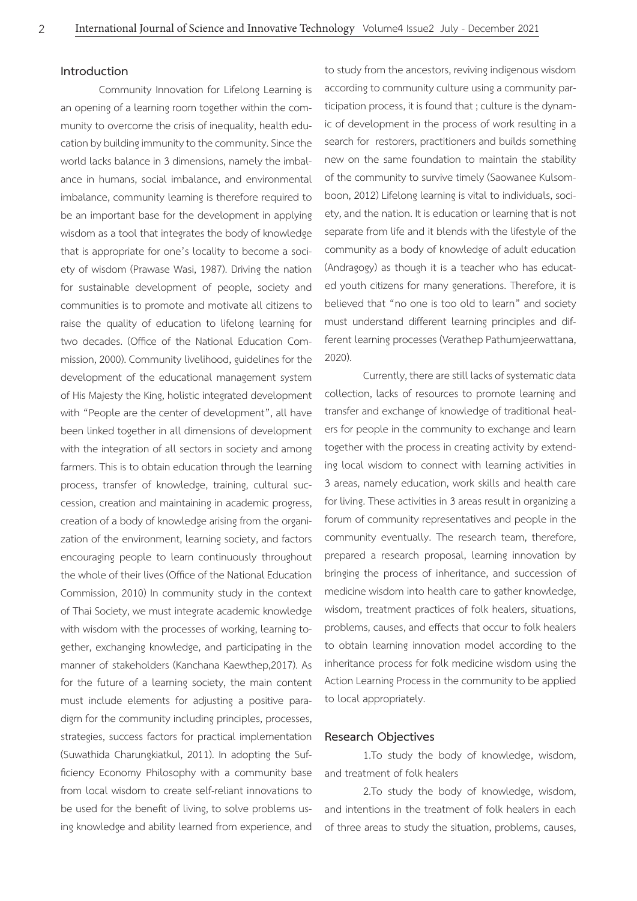## Introduction

Community Innovation for Lifelong Learning is an opening of a learning room together within the community to overcome the crisis of inequality, health education by building immunity to the community. Since the world lacks balance in 3 dimensions, namely the imbalance in humans, social imbalance, and environmental imbalance, community learning is therefore required to be an important base for the development in applying wisdom as a tool that integrates the body of knowledge that is appropriate for one's locality to become a society of wisdom (Prawase Wasi, 1987). Driving the nation for sustainable development of people, society and communities is to promote and motivate all citizens to raise the quality of education to lifelong learning for two decades. (Office of the National Education Commission, 2000). Community livelihood, guidelines for the development of the educational management system of His Majesty the King, holistic integrated development with "People are the center of development", all have been linked together in all dimensions of development with the integration of all sectors in society and among farmers. This is to obtain education through the learning process, transfer of knowledge, training, cultural succession, creation and maintaining in academic progress, creation of a body of knowledge arising from the organization of the environment, learning society, and factors encouraging people to learn continuously throughout the whole of their lives (Office of the National Education Commission, 2010) In community study in the context of Thai Society, we must integrate academic knowledge with wisdom with the processes of working, learning together, exchanging knowledge, and participating in the manner of stakeholders (Kanchana Kaewthep,2017). As for the future of a learning society, the main content must include elements for adjusting a positive paradigm for the community including principles, processes, strategies, success factors for practical implementation (Suwathida Charungkiatkul, 2011). In adopting the Sufficiency Economy Philosophy with a community base from local wisdom to create self-reliant innovations to be used for the benefit of living, to solve problems using knowledge and ability learned from experience, and to study from the ancestors, reviving indigenous wisdom according to community culture using a community participation process, it is found that ; culture is the dynamic of development in the process of work resulting in a search for restorers, practitioners and builds something new on the same foundation to maintain the stability of the community to survive timely (Saowanee Kulsomboon, 2012) Lifelong learning is vital to individuals, society, and the nation. It is education or learning that is not separate from life and it blends with the lifestyle of the community as a body of knowledge of adult education (Andragogy) as though it is a teacher who has educated youth citizens for many generations. Therefore, it is believed that "no one is too old to learn" and society must understand different learning principles and different learning processes (Verathep Pathumjeerwattana, 2020).

Currently, there are still lacks of systematic data collection, lacks of resources to promote learning and transfer and exchange of knowledge of traditional healers for people in the community to exchange and learn together with the process in creating activity by extending local wisdom to connect with learning activities in 3 areas, namely education, work skills and health care for living. These activities in 3 areas result in organizing a forum of community representatives and people in the community eventually. The research team, therefore, prepared a research proposal, learning innovation by bringing the process of inheritance, and succession of medicine wisdom into health care to gather knowledge, wisdom, treatment practices of folk healers, situations, problems, causes, and effects that occur to folk healers to obtain learning innovation model according to the inheritance process for folk medicine wisdom using the Action Learning Process in the community to be applied to local appropriately.

## Research Objectives

1.To study the body of knowledge, wisdom, and treatment of folk healers

2.To study the body of knowledge, wisdom, and intentions in the treatment of folk healers in each of three areas to study the situation, problems, causes,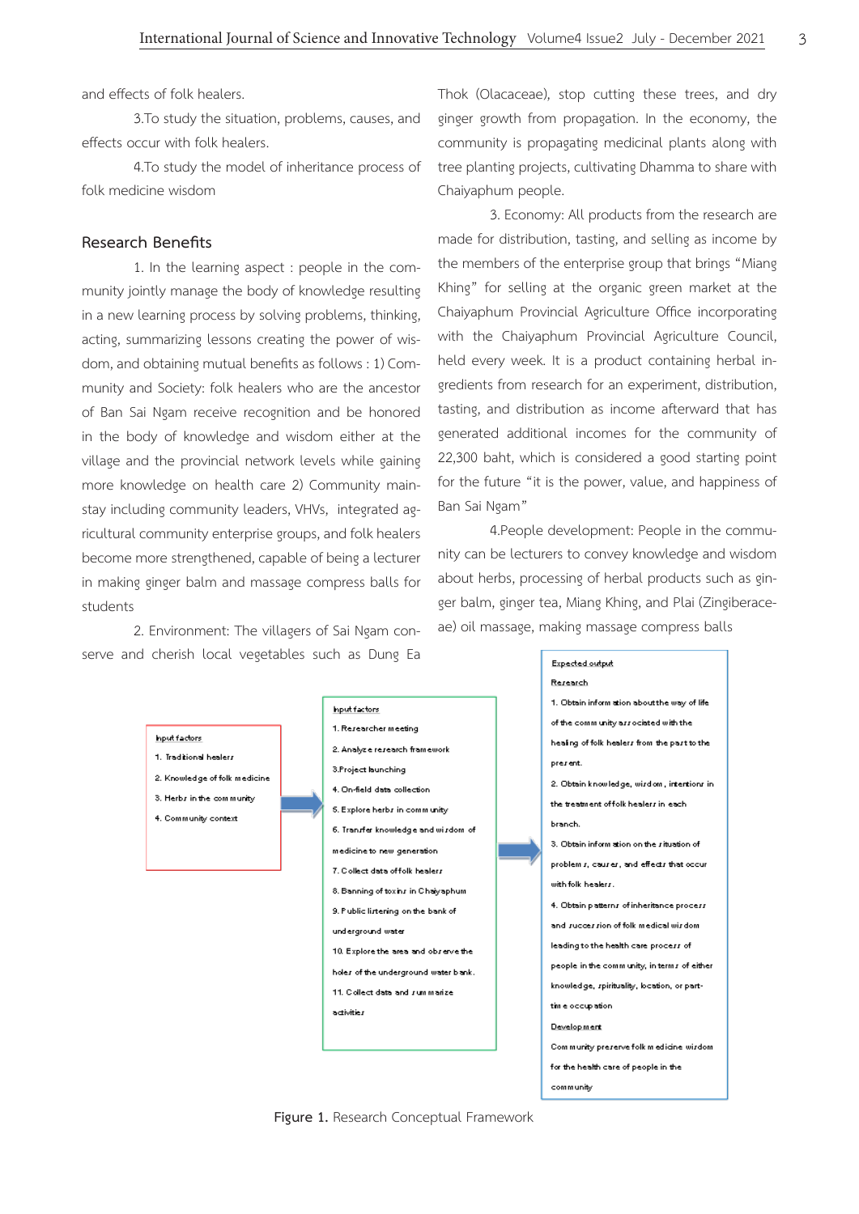and effects of folk healers.

3.To study the situation, problems, causes, and effects occur with folk healers.

4.To study the model of inheritance process of folk medicine wisdom

## Research Benefits

1. In the learning aspect : people in the community jointly manage the body of knowledge resulting in a new learning process by solving problems, thinking, acting, summarizing lessons creating the power of wisdom, and obtaining mutual benefits as follows : 1) Community and Society: folk healers who are the ancestor of Ban Sai Ngam receive recognition and be honored in the body of knowledge and wisdom either at the village and the provincial network levels while gaining more knowledge on health care 2) Community mainstay including community leaders, VHVs, integrated agricultural community enterprise groups, and folk healers become more strengthened, capable of being a lecturer in making ginger balm and massage compress balls for students

2. Environment: The villagers of Sai Ngam conserve and cherish local vegetables such as Dung Ea Thok (Olacaceae), stop cutting these trees, and dry ginger growth from propagation. In the economy, the community is propagating medicinal plants along with tree planting projects, cultivating Dhamma to share with Chaiyaphum people.

3. Economy: All products from the research are made for distribution, tasting, and selling as income by the members of the enterprise group that brings "Miang Khing" for selling at the organic green market at the Chaiyaphum Provincial Agriculture Office incorporating with the Chaiyaphum Provincial Agriculture Council, held every week. It is a product containing herbal ingredients from research for an experiment, distribution, tasting, and distribution as income afterward that has generated additional incomes for the community of 22,300 baht, which is considered a good starting point for the future "it is the power, value, and happiness of Ban Sai Ngam"

4.People development: People in the community can be lecturers to convey knowledge and wisdom about herbs, processing of herbal products such as ginger balm, ginger tea, Miang Khing, and Plai (Zingiberaceae) oil massage, making massage compress balls

**Input factors**
1. Traditional healers
2. Knowledge of folk medicine
3. Herbs in the community
4. Community context

→

**Input factors**
1. Researcher meeting
2. Analyze research framework
3.Project launching
4. On-field data collection
5. Explore herbs in community
6. Transfer knowledge and wisdom of medicine to new generation
7. Collect data of folk healers
8. Banning of toxins in Chaiyaphum
9. Public listening on the bank of underground water
10. Explore the area and observe the holes of the underground water bank.
11. Collect data and summarize activities

→

**Expected output**

**Research**
1. Obtain information about the way of life of the community associated with the healing of folk healers from the past to the present.
2. Obtain knowledge, wisdom, intentions in the treatment of folk healers in each branch.
3. Obtain information on the situation of problems, causes, and effects that occur with folk healers.
4. Obtain patterns of inheritance process and succession of folk medical wisdom leading to the health care process of people in the community, in terms of either knowledge, spirituality, location, or part-time occupation

**Development**
Community preserve folk medicine wisdom for the health care of people in the community

**Figure 1.** Research Conceptual Framework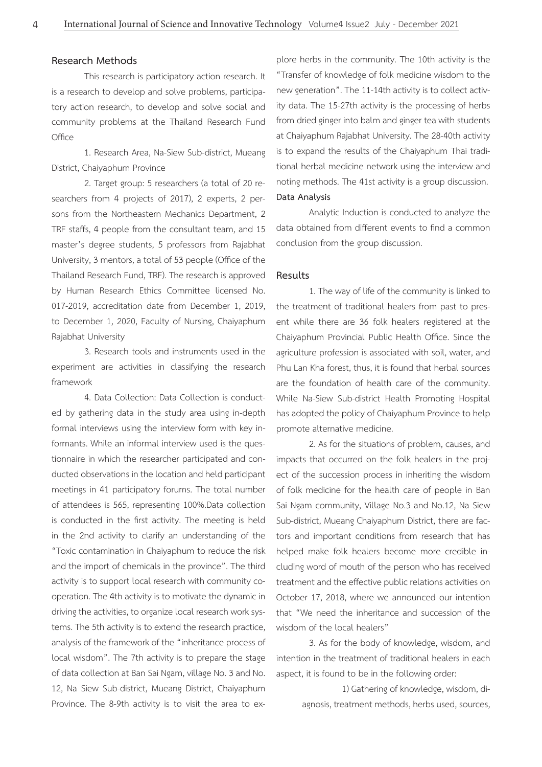## Research Methods

This research is participatory action research. It is a research to develop and solve problems, participatory action research, to develop and solve social and community problems at the Thailand Research Fund Office

1. Research Area, Na-Siew Sub-district, Mueang District, Chaiyaphum Province

2. Target group: 5 researchers (a total of 20 researchers from 4 projects of 2017), 2 experts, 2 persons from the Northeastern Mechanics Department, 2 TRF staffs, 4 people from the consultant team, and 15 master's degree students, 5 professors from Rajabhat University, 3 mentors, a total of 53 people (Office of the Thailand Research Fund, TRF). The research is approved by Human Research Ethics Committee licensed No. 017-2019, accreditation date from December 1, 2019, to December 1, 2020, Faculty of Nursing, Chaiyaphum Rajabhat University

3. Research tools and instruments used in the experiment are activities in classifying the research framework

4. Data Collection: Data Collection is conducted by gathering data in the study area using in-depth formal interviews using the interview form with key informants. While an informal interview used is the questionnaire in which the researcher participated and conducted observations in the location and held participant meetings in 41 participatory forums. The total number of attendees is 565, representing 100%.Data collection is conducted in the first activity. The meeting is held in the 2nd activity to clarify an understanding of the "Toxic contamination in Chaiyaphum to reduce the risk and the import of chemicals in the province". The third activity is to support local research with community cooperation. The 4th activity is to motivate the dynamic in driving the activities, to organize local research work systems. The 5th activity is to extend the research practice, analysis of the framework of the "inheritance process of local wisdom". The 7th activity is to prepare the stage of data collection at Ban Sai Ngam, village No. 3 and No. 12, Na Siew Sub-district, Mueang District, Chaiyaphum Province. The 8-9th activity is to visit the area to explore herbs in the community. The 10th activity is the "Transfer of knowledge of folk medicine wisdom to the new generation". The 11-14th activity is to collect activity data. The 15-27th activity is the processing of herbs from dried ginger into balm and ginger tea with students at Chaiyaphum Rajabhat University. The 28-40th activity is to expand the results of the Chaiyaphum Thai traditional herbal medicine network using the interview and noting methods. The 41st activity is a group discussion.

### Data Analysis

Analytic Induction is conducted to analyze the data obtained from different events to find a common conclusion from the group discussion.

## Results

1. The way of life of the community is linked to the treatment of traditional healers from past to present while there are 36 folk healers registered at the Chaiyaphum Provincial Public Health Office. Since the agriculture profession is associated with soil, water, and Phu Lan Kha forest, thus, it is found that herbal sources are the foundation of health care of the community. While Na-Siew Sub-district Health Promoting Hospital has adopted the policy of Chaiyaphum Province to help promote alternative medicine.

2. As for the situations of problem, causes, and impacts that occurred on the folk healers in the project of the succession process in inheriting the wisdom of folk medicine for the health care of people in Ban Sai Ngam community, Village No.3 and No.12, Na Siew Sub-district, Mueang Chaiyaphum District, there are factors and important conditions from research that has helped make folk healers become more credible including word of mouth of the person who has received treatment and the effective public relations activities on October 17, 2018, where we announced our intention that "We need the inheritance and succession of the wisdom of the local healers"

3. As for the body of knowledge, wisdom, and intention in the treatment of traditional healers in each aspect, it is found to be in the following order:

1) Gathering of knowledge, wisdom, diagnosis, treatment methods, herbs used, sources,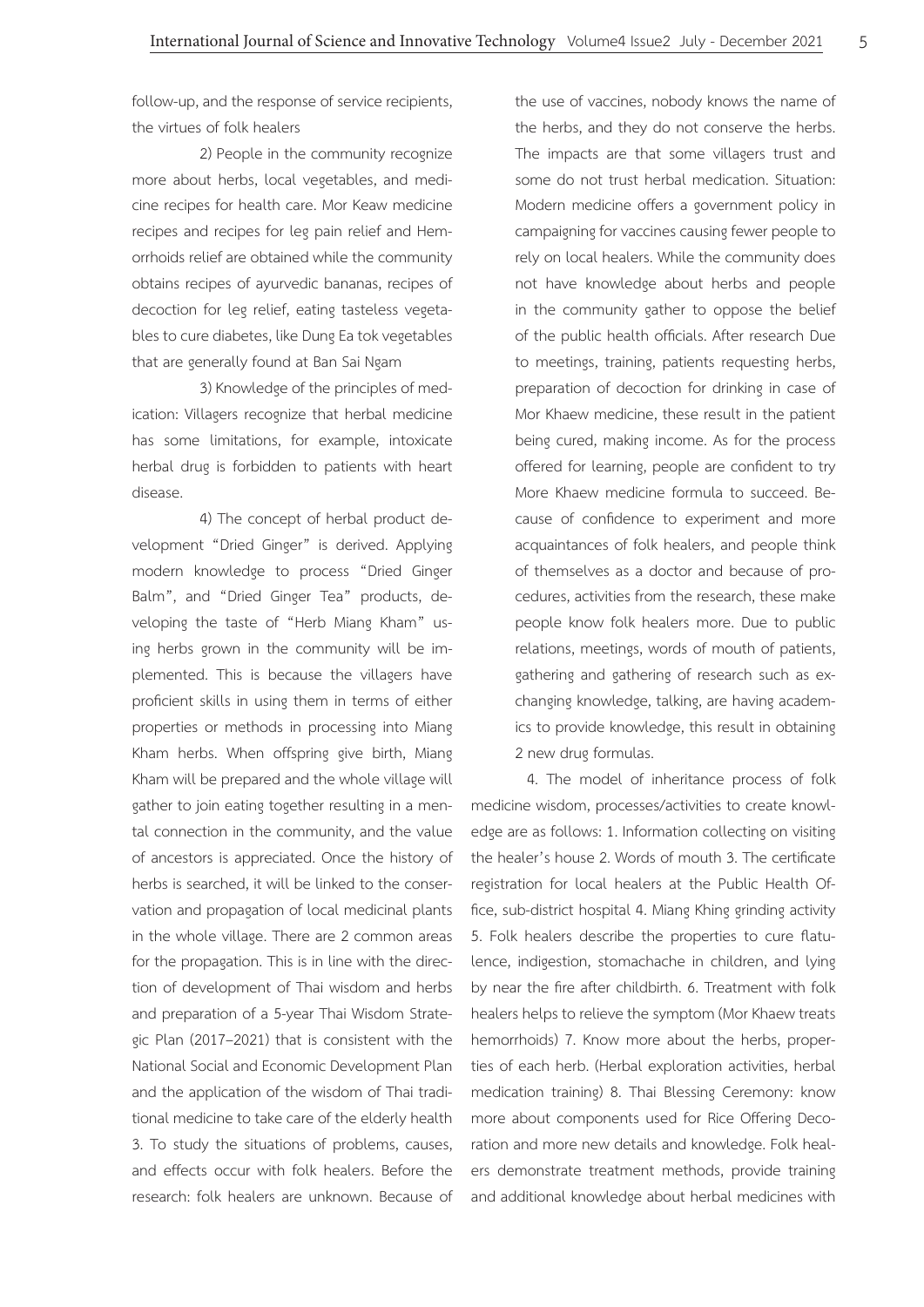follow-up, and the response of service recipients, the virtues of folk healers

2) People in the community recognize more about herbs, local vegetables, and medicine recipes for health care. Mor Keaw medicine recipes and recipes for leg pain relief and Hemorrhoids relief are obtained while the community obtains recipes of ayurvedic bananas, recipes of decoction for leg relief, eating tasteless vegetables to cure diabetes, like Dung Ea tok vegetables that are generally found at Ban Sai Ngam

3) Knowledge of the principles of medication: Villagers recognize that herbal medicine has some limitations, for example, intoxicate herbal drug is forbidden to patients with heart disease.

4) The concept of herbal product development "Dried Ginger" is derived. Applying modern knowledge to process "Dried Ginger Balm", and "Dried Ginger Tea" products, developing the taste of "Herb Miang Kham" using herbs grown in the community will be implemented. This is because the villagers have proficient skills in using them in terms of either properties or methods in processing into Miang Kham herbs. When offspring give birth, Miang Kham will be prepared and the whole village will gather to join eating together resulting in a mental connection in the community, and the value of ancestors is appreciated. Once the history of herbs is searched, it will be linked to the conservation and propagation of local medicinal plants in the whole village. There are 2 common areas for the propagation. This is in line with the direction of development of Thai wisdom and herbs and preparation of a 5-year Thai Wisdom Strategic Plan (2017–2021) that is consistent with the National Social and Economic Development Plan and the application of the wisdom of Thai traditional medicine to take care of the elderly health

3. To study the situations of problems, causes, and effects occur with folk healers. Before the research: folk healers are unknown. Because of the use of vaccines, nobody knows the name of the herbs, and they do not conserve the herbs. The impacts are that some villagers trust and some do not trust herbal medication. Situation: Modern medicine offers a government policy in campaigning for vaccines causing fewer people to rely on local healers. While the community does not have knowledge about herbs and people in the community gather to oppose the belief of the public health officials. After research Due to meetings, training, patients requesting herbs, preparation of decoction for drinking in case of Mor Khaew medicine, these result in the patient being cured, making income. As for the process offered for learning, people are confident to try More Khaew medicine formula to succeed. Because of confidence to experiment and more acquaintances of folk healers, and people think of themselves as a doctor and because of procedures, activities from the research, these make people know folk healers more. Due to public relations, meetings, words of mouth of patients, gathering and gathering of research such as exchanging knowledge, talking, are having academics to provide knowledge, this result in obtaining 2 new drug formulas.

4. The model of inheritance process of folk medicine wisdom, processes/activities to create knowledge are as follows: 1. Information collecting on visiting the healer's house 2. Words of mouth 3. The certificate registration for local healers at the Public Health Office, sub-district hospital 4. Miang Khing grinding activity 5. Folk healers describe the properties to cure flatulence, indigestion, stomachache in children, and lying by near the fire after childbirth. 6. Treatment with folk healers helps to relieve the symptom (Mor Khaew treats hemorrhoids) 7. Know more about the herbs, properties of each herb. (Herbal exploration activities, herbal medication training) 8. Thai Blessing Ceremony: know more about components used for Rice Offering Decoration and more new details and knowledge. Folk healers demonstrate treatment methods, provide training and additional knowledge about herbal medicines with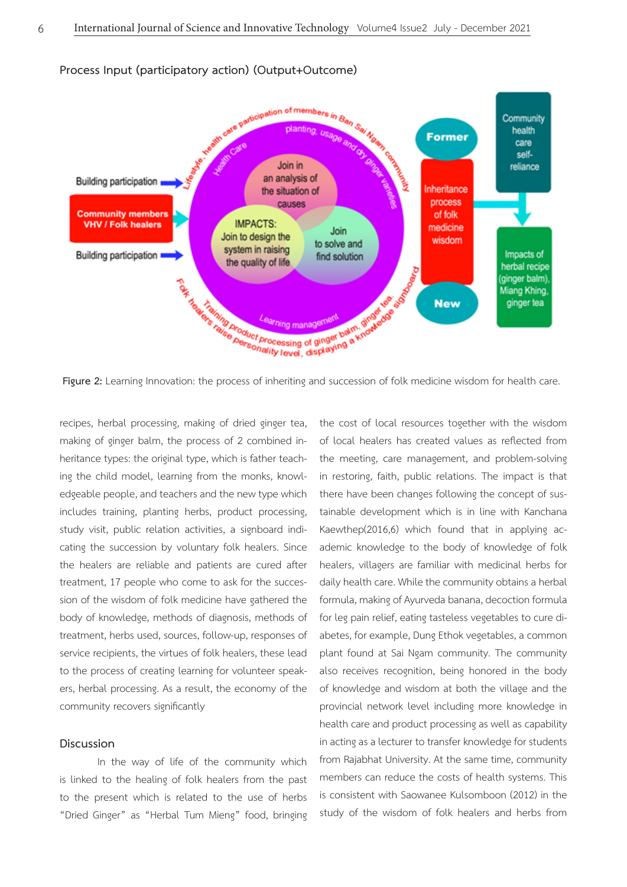Process Input (participatory action) (Output+Outcome)

**Figure 2:** Learning Innovation: the process of inheriting and succession of folk medicine wisdom for health care.

recipes, herbal processing, making of dried ginger tea, making of ginger balm, the process of 2 combined inheritance types: the original type, which is father teaching the child model, learning from the monks, knowledgeable people, and teachers and the new type which includes training, planting herbs, product processing, study visit, public relation activities, a signboard indicating the succession by voluntary folk healers. Since the healers are reliable and patients are cured after treatment, 17 people who come to ask for the succession of the wisdom of folk medicine have gathered the body of knowledge, methods of diagnosis, methods of treatment, herbs used, sources, follow-up, responses of service recipients, the virtues of folk healers, these lead to the process of creating learning for volunteer speakers, herbal processing. As a result, the economy of the community recovers significantly

## Discussion

In the way of life of the community which is linked to the healing of folk healers from the past to the present which is related to the use of herbs "Dried Ginger" as "Herbal Tum Mieng" food, bringing the cost of local resources together with the wisdom of local healers has created values as reflected from the meeting, care management, and problem-solving in restoring, faith, public relations. The impact is that there have been changes following the concept of sustainable development which is in line with Kanchana Kaewthep(2016,6) which found that in applying academic knowledge to the body of knowledge of folk healers, villagers are familiar with medicinal herbs for daily health care. While the community obtains a herbal formula, making of Ayurveda banana, decoction formula for leg pain relief, eating tasteless vegetables to cure diabetes, for example, Dung Ethok vegetables, a common plant found at Sai Ngam community. The community also receives recognition, being honored in the body of knowledge and wisdom at both the village and the provincial network level including more knowledge in health care and product processing as well as capability in acting as a lecturer to transfer knowledge for students from Rajabhat University. At the same time, community members can reduce the costs of health systems. This is consistent with Saowanee Kulsomboon (2012) in the study of the wisdom of folk healers and herbs from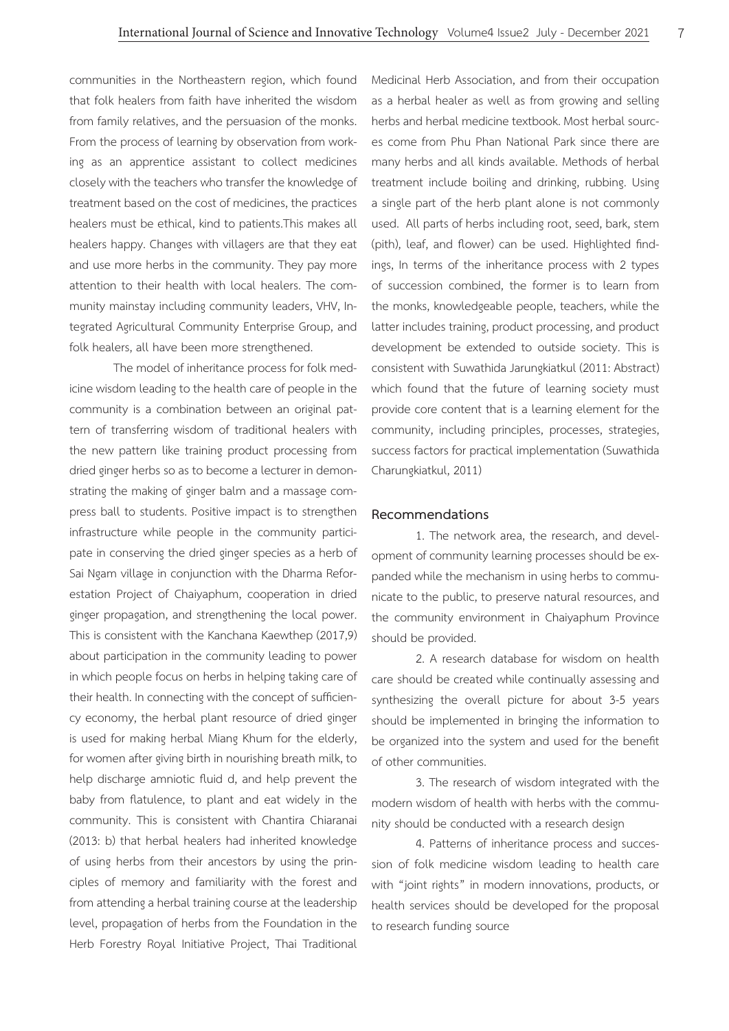communities in the Northeastern region, which found that folk healers from faith have inherited the wisdom from family relatives, and the persuasion of the monks. From the process of learning by observation from working as an apprentice assistant to collect medicines closely with the teachers who transfer the knowledge of treatment based on the cost of medicines, the practices healers must be ethical, kind to patients.This makes all healers happy. Changes with villagers are that they eat and use more herbs in the community. They pay more attention to their health with local healers. The community mainstay including community leaders, VHV, Integrated Agricultural Community Enterprise Group, and folk healers, all have been more strengthened.

The model of inheritance process for folk medicine wisdom leading to the health care of people in the community is a combination between an original pattern of transferring wisdom of traditional healers with the new pattern like training product processing from dried ginger herbs so as to become a lecturer in demonstrating the making of ginger balm and a massage compress ball to students. Positive impact is to strengthen infrastructure while people in the community participate in conserving the dried ginger species as a herb of Sai Ngam village in conjunction with the Dharma Reforestation Project of Chaiyaphum, cooperation in dried ginger propagation, and strengthening the local power. This is consistent with the Kanchana Kaewthep (2017,9) about participation in the community leading to power in which people focus on herbs in helping taking care of their health. In connecting with the concept of sufficiency economy, the herbal plant resource of dried ginger is used for making herbal Miang Khum for the elderly, for women after giving birth in nourishing breath milk, to help discharge amniotic fluid d, and help prevent the baby from flatulence, to plant and eat widely in the community. This is consistent with Chantira Chiaranai (2013: b) that herbal healers had inherited knowledge of using herbs from their ancestors by using the principles of memory and familiarity with the forest and from attending a herbal training course at the leadership level, propagation of herbs from the Foundation in the Herb Forestry Royal Initiative Project, Thai Traditional Medicinal Herb Association, and from their occupation as a herbal healer as well as from growing and selling herbs and herbal medicine textbook. Most herbal sources come from Phu Phan National Park since there are many herbs and all kinds available. Methods of herbal treatment include boiling and drinking, rubbing. Using a single part of the herb plant alone is not commonly used. All parts of herbs including root, seed, bark, stem (pith), leaf, and flower) can be used. Highlighted findings, In terms of the inheritance process with 2 types of succession combined, the former is to learn from the monks, knowledgeable people, teachers, while the latter includes training, product processing, and product development be extended to outside society. This is consistent with Suwathida Jarungkiatkul (2011: Abstract) which found that the future of learning society must provide core content that is a learning element for the community, including principles, processes, strategies, success factors for practical implementation (Suwathida Charungkiatkul, 2011)

## Recommendations

1. The network area, the research, and development of community learning processes should be expanded while the mechanism in using herbs to communicate to the public, to preserve natural resources, and the community environment in Chaiyaphum Province should be provided.

2. A research database for wisdom on health care should be created while continually assessing and synthesizing the overall picture for about 3-5 years should be implemented in bringing the information to be organized into the system and used for the benefit of other communities.

3. The research of wisdom integrated with the modern wisdom of health with herbs with the community should be conducted with a research design

4. Patterns of inheritance process and succession of folk medicine wisdom leading to health care with "joint rights" in modern innovations, products, or health services should be developed for the proposal to research funding source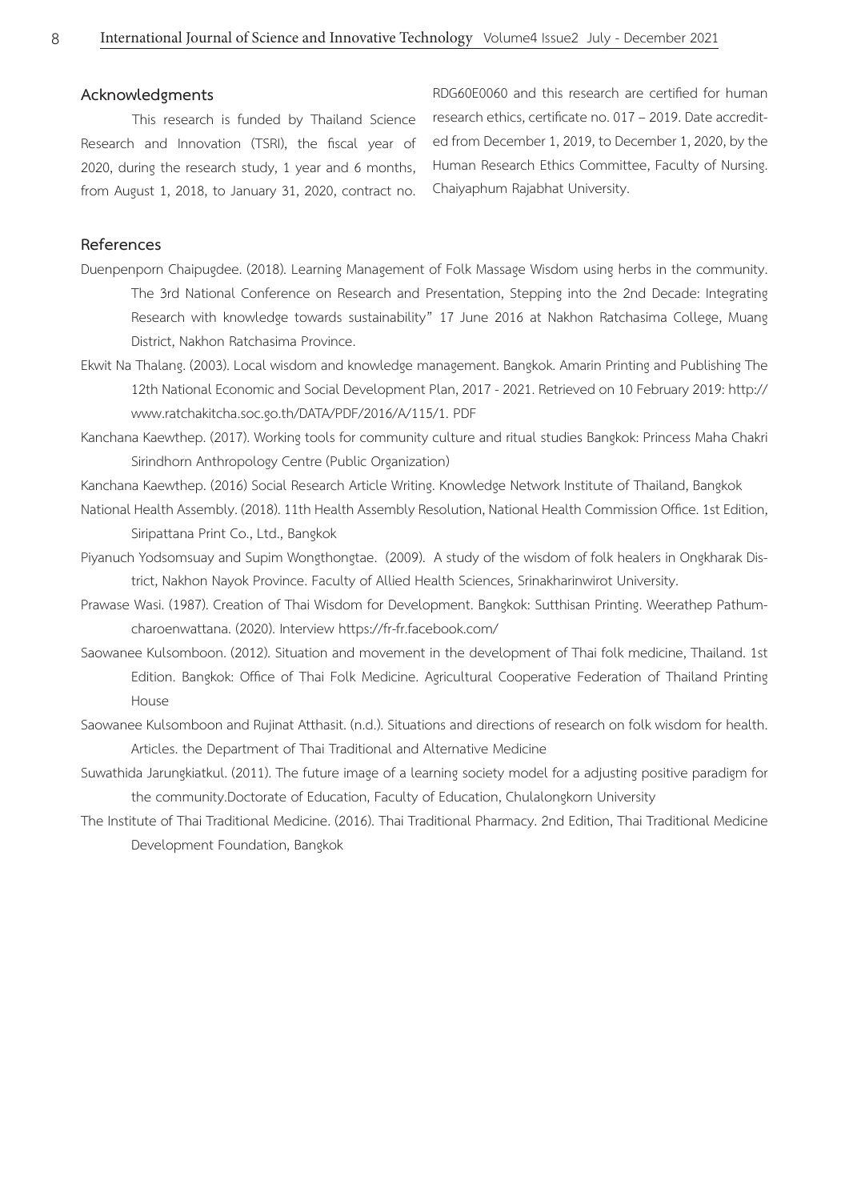## Acknowledgments

This research is funded by Thailand Science Research and Innovation (TSRI), the fiscal year of 2020, during the research study, 1 year and 6 months, from August 1, 2018, to January 31, 2020, contract no. RDG60E0060 and this research are certified for human research ethics, certificate no. 017 – 2019. Date accredited from December 1, 2019, to December 1, 2020, by the Human Research Ethics Committee, Faculty of Nursing. Chaiyaphum Rajabhat University.

## References

Duenpenporn Chaipugdee. (2018). Learning Management of Folk Massage Wisdom using herbs in the community. The 3rd National Conference on Research and Presentation, Stepping into the 2nd Decade: Integrating Research with knowledge towards sustainability" 17 June 2016 at Nakhon Ratchasima College, Muang District, Nakhon Ratchasima Province.

Ekwit Na Thalang. (2003). Local wisdom and knowledge management. Bangkok. Amarin Printing and Publishing The 12th National Economic and Social Development Plan, 2017 - 2021. Retrieved on 10 February 2019: http://www.ratchakitcha.soc.go.th/DATA/PDF/2016/A/115/1. PDF

Kanchana Kaewthep. (2017). Working tools for community culture and ritual studies Bangkok: Princess Maha Chakri Sirindhorn Anthropology Centre (Public Organization)

Kanchana Kaewthep. (2016) Social Research Article Writing. Knowledge Network Institute of Thailand, Bangkok

National Health Assembly. (2018). 11th Health Assembly Resolution, National Health Commission Office. 1st Edition, Siripattana Print Co., Ltd., Bangkok

Piyanuch Yodsomsuay and Supim Wongthongtae. (2009). A study of the wisdom of folk healers in Ongkharak District, Nakhon Nayok Province. Faculty of Allied Health Sciences, Srinakharinwirot University.

Prawase Wasi. (1987). Creation of Thai Wisdom for Development. Bangkok: Sutthisan Printing. Weerathep Pathumcharoenwattana. (2020). Interview https://fr-fr.facebook.com/

Saowanee Kulsomboon. (2012). Situation and movement in the development of Thai folk medicine, Thailand. 1st Edition. Bangkok: Office of Thai Folk Medicine. Agricultural Cooperative Federation of Thailand Printing House

Saowanee Kulsomboon and Rujinat Atthasit. (n.d.). Situations and directions of research on folk wisdom for health. Articles. the Department of Thai Traditional and Alternative Medicine

Suwathida Jarungkiatkul. (2011). The future image of a learning society model for a adjusting positive paradigm for the community.Doctorate of Education, Faculty of Education, Chulalongkorn University

The Institute of Thai Traditional Medicine. (2016). Thai Traditional Pharmacy. 2nd Edition, Thai Traditional Medicine Development Foundation, Bangkok